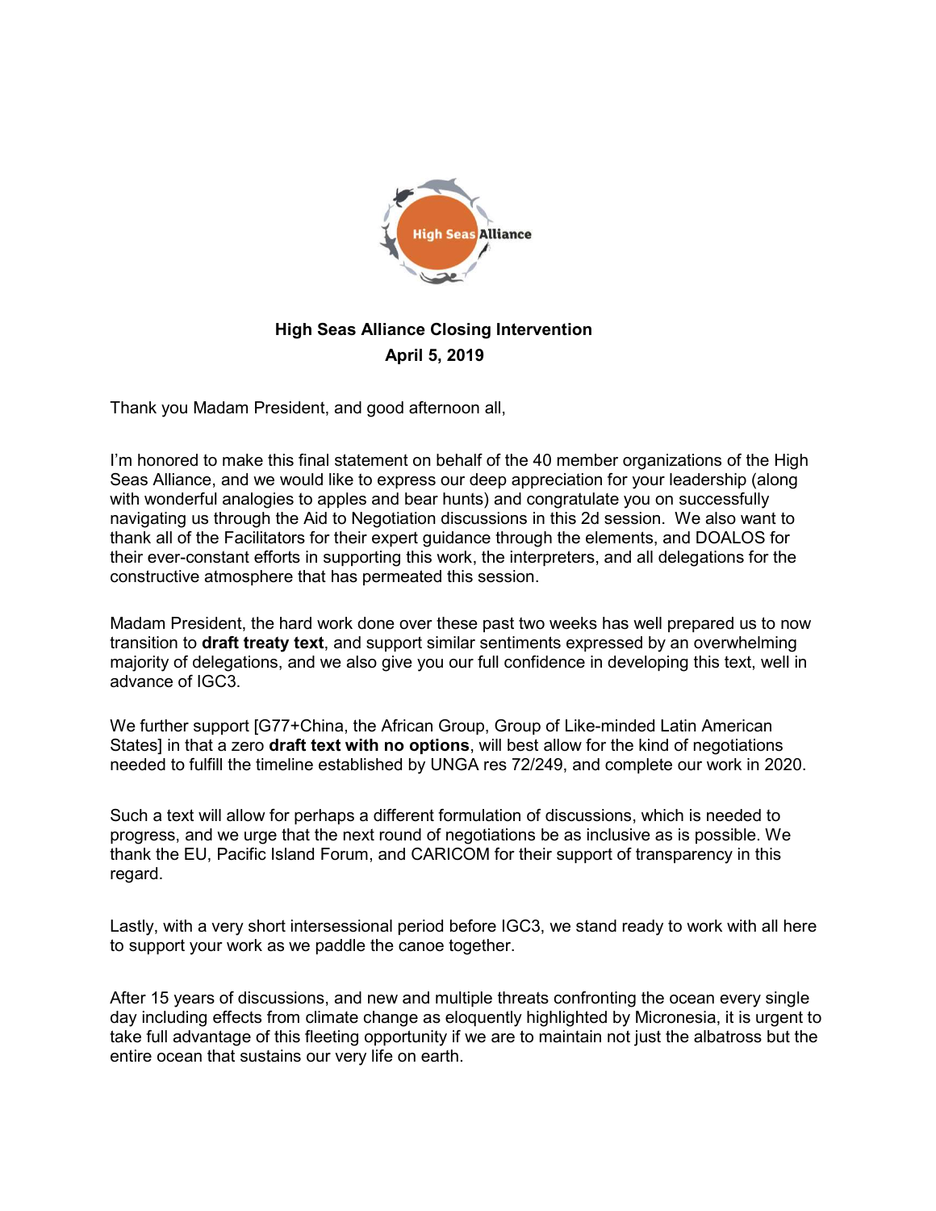**High Seas Alliance Closing Intervention**
**April 5, 2019**

Thank you Madam President, and good afternoon all,

I'm honored to make this final statement on behalf of the 40 member organizations of the High Seas Alliance, and we would like to express our deep appreciation for your leadership (along with wonderful analogies to apples and bear hunts) and congratulate you on successfully navigating us through the Aid to Negotiation discussions in this 2d session. We also want to thank all of the Facilitators for their expert guidance through the elements, and DOALOS for their ever-constant efforts in supporting this work, the interpreters, and all delegations for the constructive atmosphere that has permeated this session.

Madam President, the hard work done over these past two weeks has well prepared us to now transition to **draft treaty text**, and support similar sentiments expressed by an overwhelming majority of delegations, and we also give you our full confidence in developing this text, well in advance of IGC3.

We further support [G77+China, the African Group, Group of Like-minded Latin American States] in that a zero **draft text with no options**, will best allow for the kind of negotiations needed to fulfill the timeline established by UNGA res 72/249, and complete our work in 2020.

Such a text will allow for perhaps a different formulation of discussions, which is needed to progress, and we urge that the next round of negotiations be as inclusive as is possible. We thank the EU, Pacific Island Forum, and CARICOM for their support of transparency in this regard.

Lastly, with a very short intersessional period before IGC3, we stand ready to work with all here to support your work as we paddle the canoe together.

After 15 years of discussions, and new and multiple threats confronting the ocean every single day including effects from climate change as eloquently highlighted by Micronesia, it is urgent to take full advantage of this fleeting opportunity if we are to maintain not just the albatross but the entire ocean that sustains our very life on earth.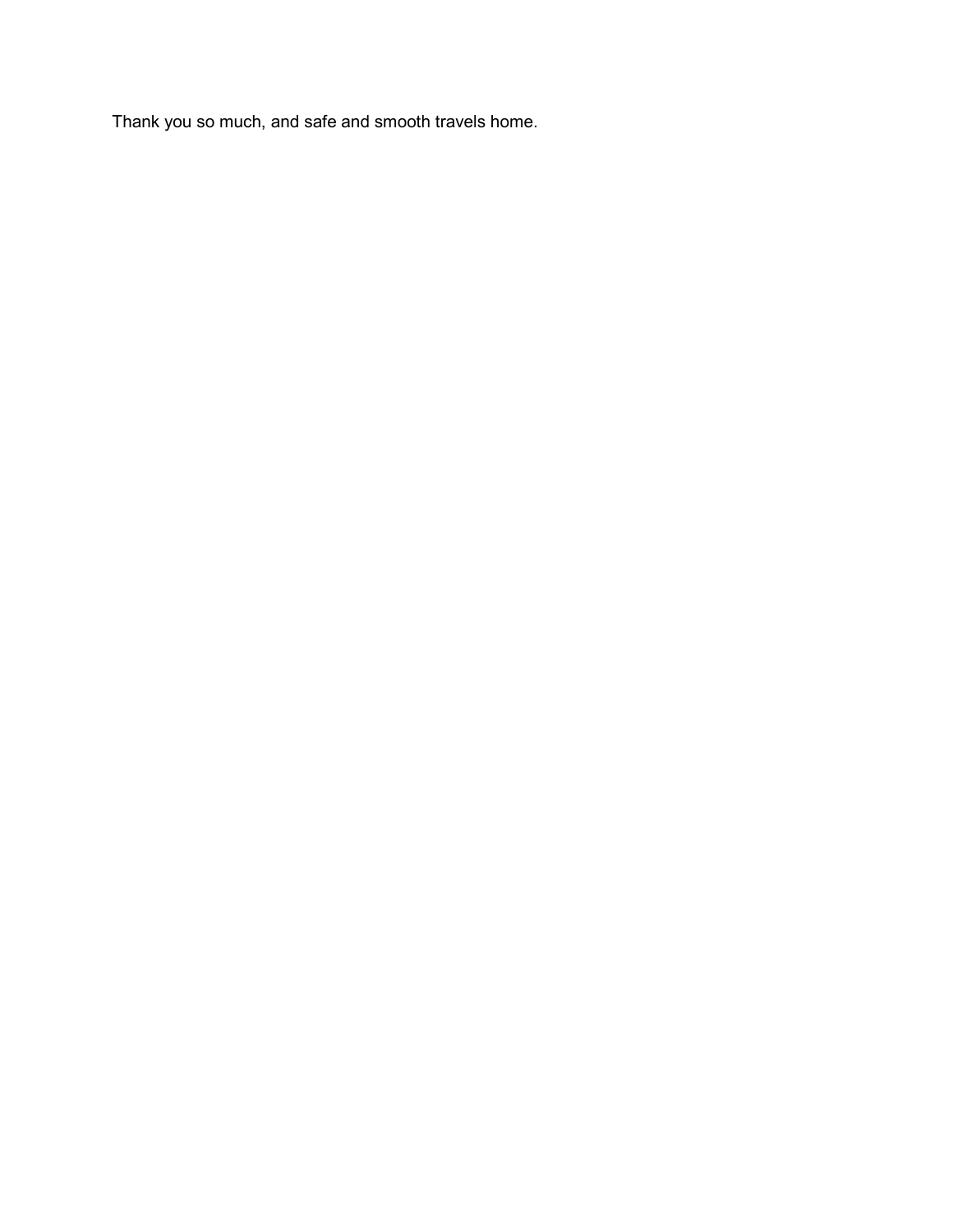Thank you so much, and safe and smooth travels home.